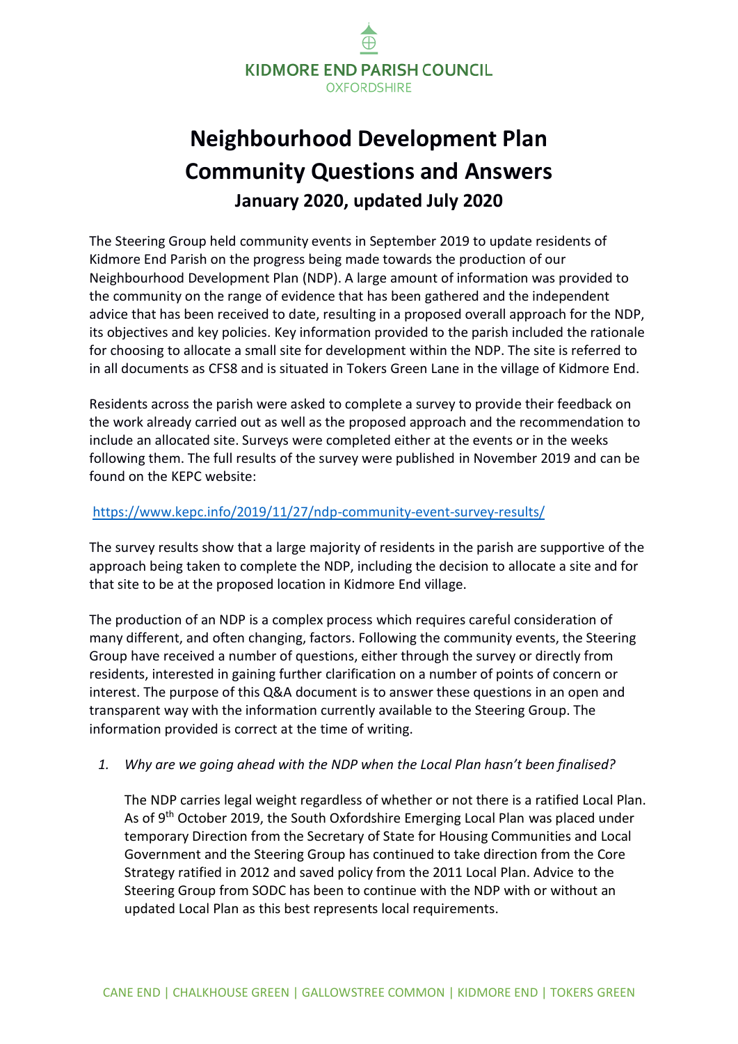KIDMORE END PARISH COUNCIL
OXFORDSHIRE

# Neighbourhood Development Plan
# Community Questions and Answers
## January 2020, updated July 2020

The Steering Group held community events in September 2019 to update residents of Kidmore End Parish on the progress being made towards the production of our Neighbourhood Development Plan (NDP). A large amount of information was provided to the community on the range of evidence that has been gathered and the independent advice that has been received to date, resulting in a proposed overall approach for the NDP, its objectives and key policies. Key information provided to the parish included the rationale for choosing to allocate a small site for development within the NDP. The site is referred to in all documents as CFS8 and is situated in Tokers Green Lane in the village of Kidmore End.

Residents across the parish were asked to complete a survey to provide their feedback on the work already carried out as well as the proposed approach and the recommendation to include an allocated site. Surveys were completed either at the events or in the weeks following them. The full results of the survey were published in November 2019 and can be found on the KEPC website:

https://www.kepc.info/2019/11/27/ndp-community-event-survey-results/

The survey results show that a large majority of residents in the parish are supportive of the approach being taken to complete the NDP, including the decision to allocate a site and for that site to be at the proposed location in Kidmore End village.

The production of an NDP is a complex process which requires careful consideration of many different, and often changing, factors. Following the community events, the Steering Group have received a number of questions, either through the survey or directly from residents, interested in gaining further clarification on a number of points of concern or interest. The purpose of this Q&A document is to answer these questions in an open and transparent way with the information currently available to the Steering Group. The information provided is correct at the time of writing.

1. *Why are we going ahead with the NDP when the Local Plan hasn't been finalised?*

   The NDP carries legal weight regardless of whether or not there is a ratified Local Plan. As of 9th October 2019, the South Oxfordshire Emerging Local Plan was placed under temporary Direction from the Secretary of State for Housing Communities and Local Government and the Steering Group has continued to take direction from the Core Strategy ratified in 2012 and saved policy from the 2011 Local Plan. Advice to the Steering Group from SODC has been to continue with the NDP with or without an updated Local Plan as this best represents local requirements.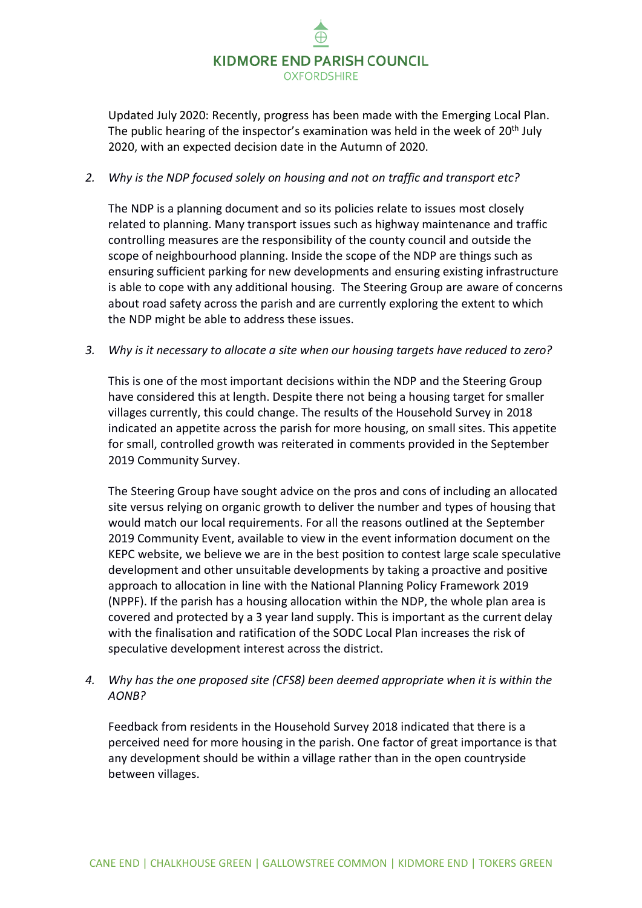Updated July 2020: Recently, progress has been made with the Emerging Local Plan. The public hearing of the inspector's examination was held in the week of 20th July 2020, with an expected decision date in the Autumn of 2020.

2. *Why is the NDP focused solely on housing and not on traffic and transport etc?*

   The NDP is a planning document and so its policies relate to issues most closely related to planning. Many transport issues such as highway maintenance and traffic controlling measures are the responsibility of the county council and outside the scope of neighbourhood planning. Inside the scope of the NDP are things such as ensuring sufficient parking for new developments and ensuring existing infrastructure is able to cope with any additional housing. The Steering Group are aware of concerns about road safety across the parish and are currently exploring the extent to which the NDP might be able to address these issues.

3. *Why is it necessary to allocate a site when our housing targets have reduced to zero?*

   This is one of the most important decisions within the NDP and the Steering Group have considered this at length. Despite there not being a housing target for smaller villages currently, this could change. The results of the Household Survey in 2018 indicated an appetite across the parish for more housing, on small sites. This appetite for small, controlled growth was reiterated in comments provided in the September 2019 Community Survey.

   The Steering Group have sought advice on the pros and cons of including an allocated site versus relying on organic growth to deliver the number and types of housing that would match our local requirements. For all the reasons outlined at the September 2019 Community Event, available to view in the event information document on the KEPC website, we believe we are in the best position to contest large scale speculative development and other unsuitable developments by taking a proactive and positive approach to allocation in line with the National Planning Policy Framework 2019 (NPPF). If the parish has a housing allocation within the NDP, the whole plan area is covered and protected by a 3 year land supply. This is important as the current delay with the finalisation and ratification of the SODC Local Plan increases the risk of speculative development interest across the district.

4. *Why has the one proposed site (CFS8) been deemed appropriate when it is within the AONB?*

   Feedback from residents in the Household Survey 2018 indicated that there is a perceived need for more housing in the parish. One factor of great importance is that any development should be within a village rather than in the open countryside between villages.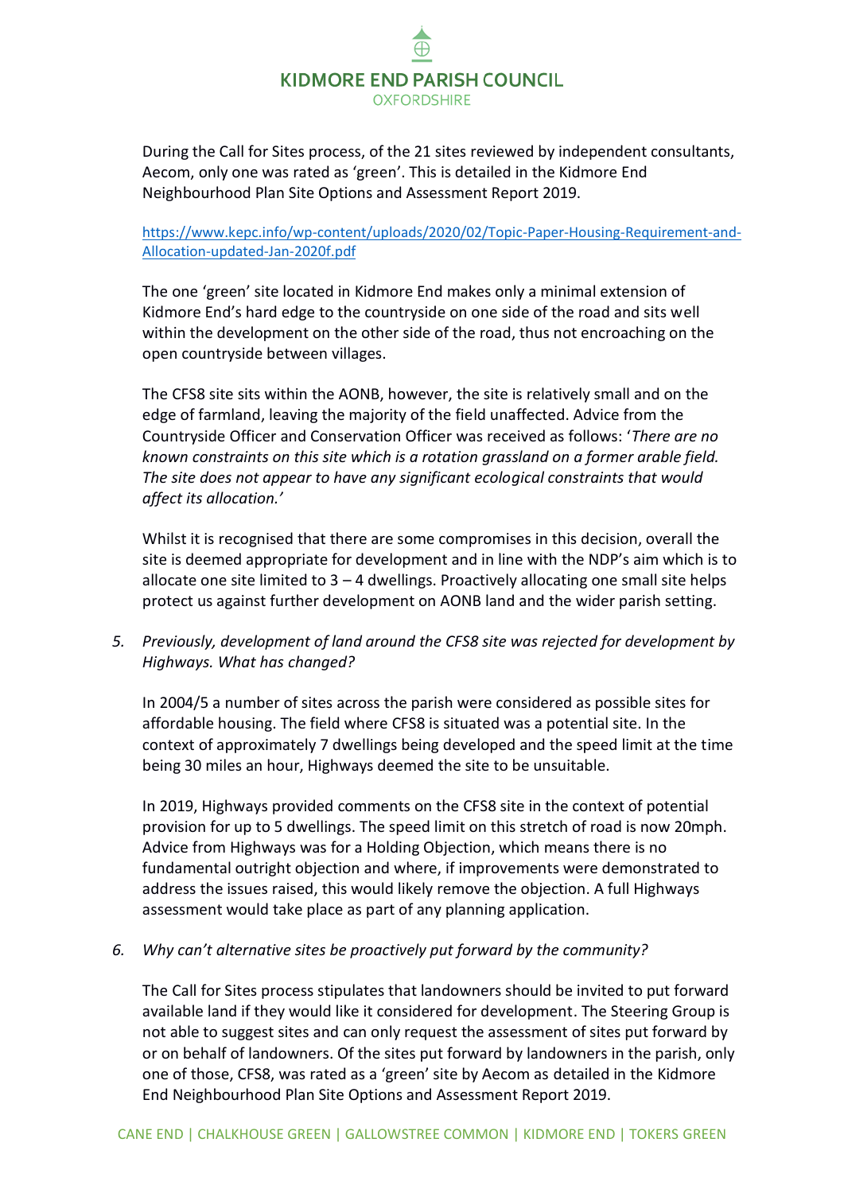During the Call for Sites process, of the 21 sites reviewed by independent consultants, Aecom, only one was rated as 'green'. This is detailed in the Kidmore End Neighbourhood Plan Site Options and Assessment Report 2019.

https://www.kepc.info/wp-content/uploads/2020/02/Topic-Paper-Housing-Requirement-and-Allocation-updated-Jan-2020f.pdf

The one 'green' site located in Kidmore End makes only a minimal extension of Kidmore End's hard edge to the countryside on one side of the road and sits well within the development on the other side of the road, thus not encroaching on the open countryside between villages.

The CFS8 site sits within the AONB, however, the site is relatively small and on the edge of farmland, leaving the majority of the field unaffected. Advice from the Countryside Officer and Conservation Officer was received as follows: '*There are no known constraints on this site which is a rotation grassland on a former arable field. The site does not appear to have any significant ecological constraints that would affect its allocation.*'

Whilst it is recognised that there are some compromises in this decision, overall the site is deemed appropriate for development and in line with the NDP's aim which is to allocate one site limited to 3 – 4 dwellings. Proactively allocating one small site helps protect us against further development on AONB land and the wider parish setting.

5. *Previously, development of land around the CFS8 site was rejected for development by Highways. What has changed?*

   In 2004/5 a number of sites across the parish were considered as possible sites for affordable housing. The field where CFS8 is situated was a potential site. In the context of approximately 7 dwellings being developed and the speed limit at the time being 30 miles an hour, Highways deemed the site to be unsuitable.

   In 2019, Highways provided comments on the CFS8 site in the context of potential provision for up to 5 dwellings. The speed limit on this stretch of road is now 20mph. Advice from Highways was for a Holding Objection, which means there is no fundamental outright objection and where, if improvements were demonstrated to address the issues raised, this would likely remove the objection. A full Highways assessment would take place as part of any planning application.

6. *Why can't alternative sites be proactively put forward by the community?*

   The Call for Sites process stipulates that landowners should be invited to put forward available land if they would like it considered for development. The Steering Group is not able to suggest sites and can only request the assessment of sites put forward by or on behalf of landowners. Of the sites put forward by landowners in the parish, only one of those, CFS8, was rated as a 'green' site by Aecom as detailed in the Kidmore End Neighbourhood Plan Site Options and Assessment Report 2019.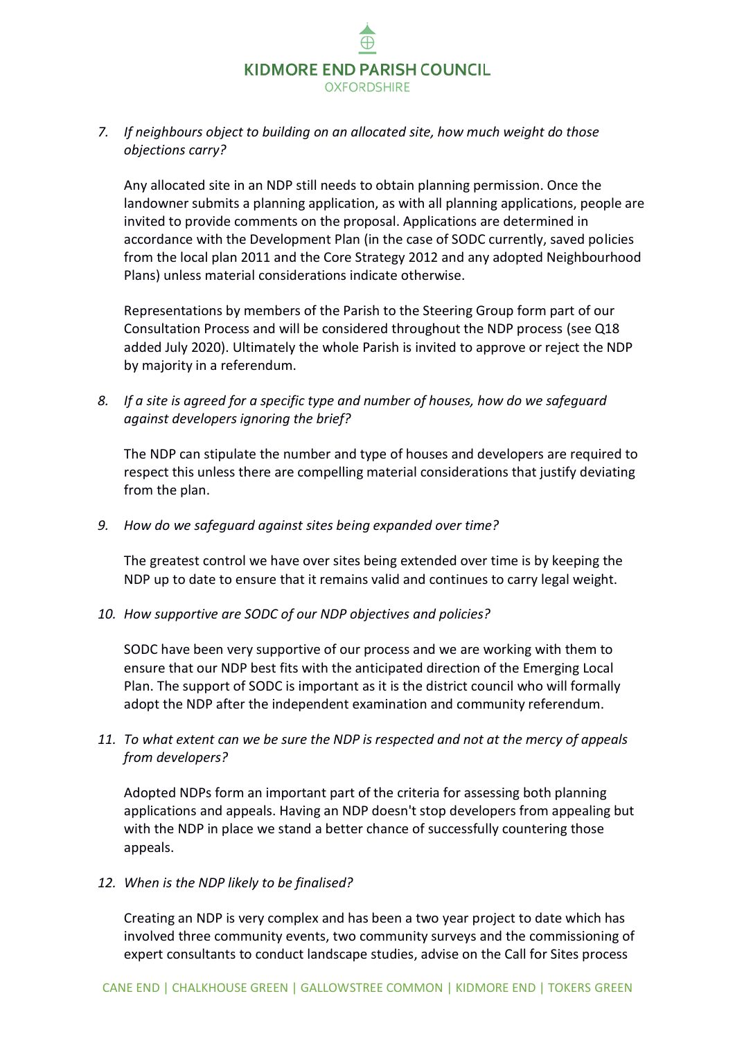7. *If neighbours object to building on an allocated site, how much weight do those objections carry?*

   Any allocated site in an NDP still needs to obtain planning permission. Once the landowner submits a planning application, as with all planning applications, people are invited to provide comments on the proposal. Applications are determined in accordance with the Development Plan (in the case of SODC currently, saved policies from the local plan 2011 and the Core Strategy 2012 and any adopted Neighbourhood Plans) unless material considerations indicate otherwise.

   Representations by members of the Parish to the Steering Group form part of our Consultation Process and will be considered throughout the NDP process (see Q18 added July 2020). Ultimately the whole Parish is invited to approve or reject the NDP by majority in a referendum.

8. *If a site is agreed for a specific type and number of houses, how do we safeguard against developers ignoring the brief?*

   The NDP can stipulate the number and type of houses and developers are required to respect this unless there are compelling material considerations that justify deviating from the plan.

9. *How do we safeguard against sites being expanded over time?*

   The greatest control we have over sites being extended over time is by keeping the NDP up to date to ensure that it remains valid and continues to carry legal weight.

10. *How supportive are SODC of our NDP objectives and policies?*

    SODC have been very supportive of our process and we are working with them to ensure that our NDP best fits with the anticipated direction of the Emerging Local Plan. The support of SODC is important as it is the district council who will formally adopt the NDP after the independent examination and community referendum.

11. *To what extent can we be sure the NDP is respected and not at the mercy of appeals from developers?*

    Adopted NDPs form an important part of the criteria for assessing both planning applications and appeals. Having an NDP doesn't stop developers from appealing but with the NDP in place we stand a better chance of successfully countering those appeals.

12. *When is the NDP likely to be finalised?*

    Creating an NDP is very complex and has been a two year project to date which has involved three community events, two community surveys and the commissioning of expert consultants to conduct landscape studies, advise on the Call for Sites process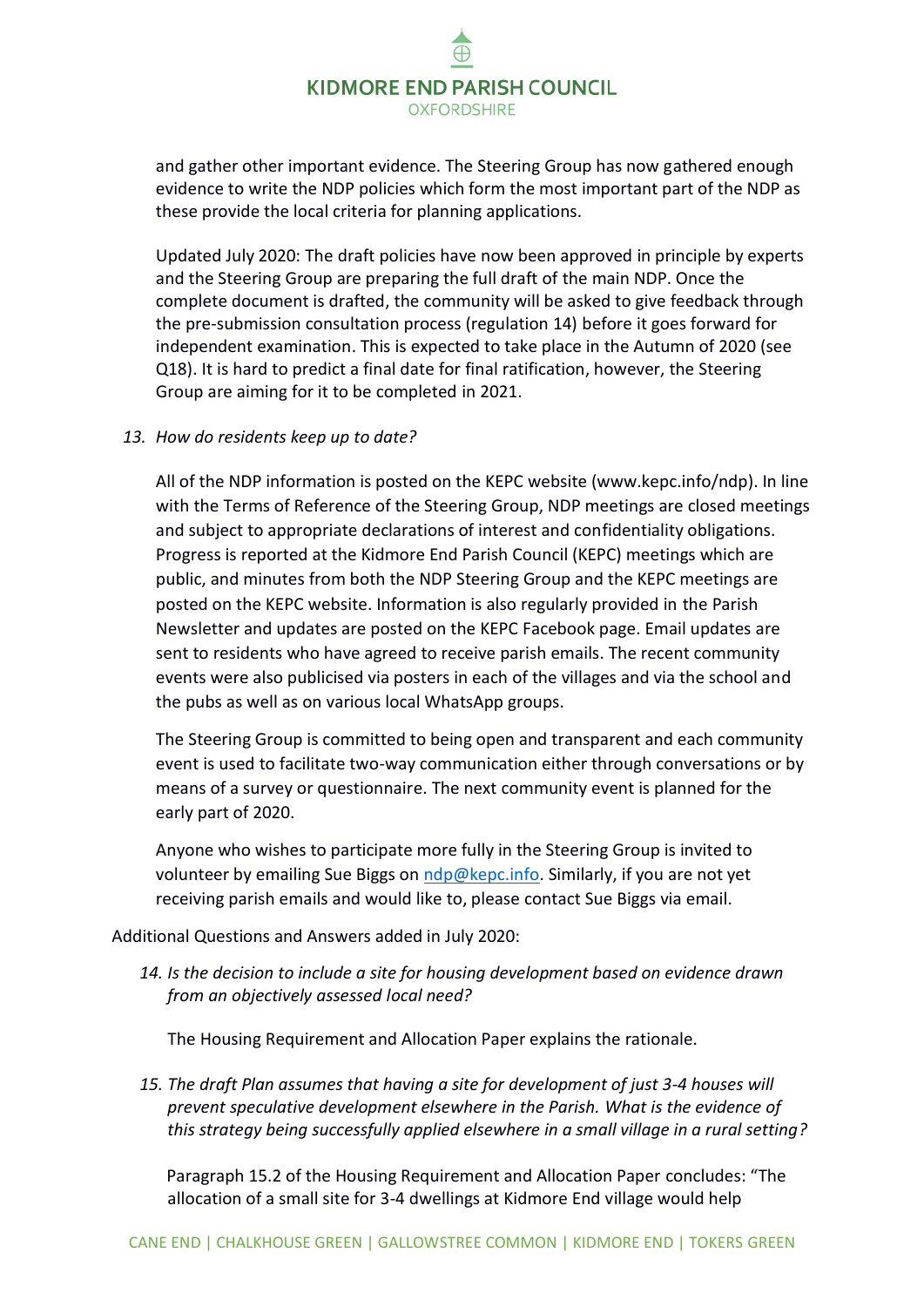and gather other important evidence. The Steering Group has now gathered enough evidence to write the NDP policies which form the most important part of the NDP as these provide the local criteria for planning applications.

Updated July 2020: The draft policies have now been approved in principle by experts and the Steering Group are preparing the full draft of the main NDP. Once the complete document is drafted, the community will be asked to give feedback through the pre-submission consultation process (regulation 14) before it goes forward for independent examination. This is expected to take place in the Autumn of 2020 (see Q18). It is hard to predict a final date for final ratification, however, the Steering Group are aiming for it to be completed in 2021.

13. *How do residents keep up to date?*

All of the NDP information is posted on the KEPC website (www.kepc.info/ndp). In line with the Terms of Reference of the Steering Group, NDP meetings are closed meetings and subject to appropriate declarations of interest and confidentiality obligations. Progress is reported at the Kidmore End Parish Council (KEPC) meetings which are public, and minutes from both the NDP Steering Group and the KEPC meetings are posted on the KEPC website. Information is also regularly provided in the Parish Newsletter and updates are posted on the KEPC Facebook page. Email updates are sent to residents who have agreed to receive parish emails. The recent community events were also publicised via posters in each of the villages and via the school and the pubs as well as on various local WhatsApp groups.

The Steering Group is committed to being open and transparent and each community event is used to facilitate two-way communication either through conversations or by means of a survey or questionnaire. The next community event is planned for the early part of 2020.

Anyone who wishes to participate more fully in the Steering Group is invited to volunteer by emailing Sue Biggs on ndp@kepc.info. Similarly, if you are not yet receiving parish emails and would like to, please contact Sue Biggs via email.

Additional Questions and Answers added in July 2020:

14. *Is the decision to include a site for housing development based on evidence drawn from an objectively assessed local need?*

The Housing Requirement and Allocation Paper explains the rationale.

15. *The draft Plan assumes that having a site for development of just 3-4 houses will prevent speculative development elsewhere in the Parish. What is the evidence of this strategy being successfully applied elsewhere in a small village in a rural setting?*

Paragraph 15.2 of the Housing Requirement and Allocation Paper concludes: "The allocation of a small site for 3-4 dwellings at Kidmore End village would help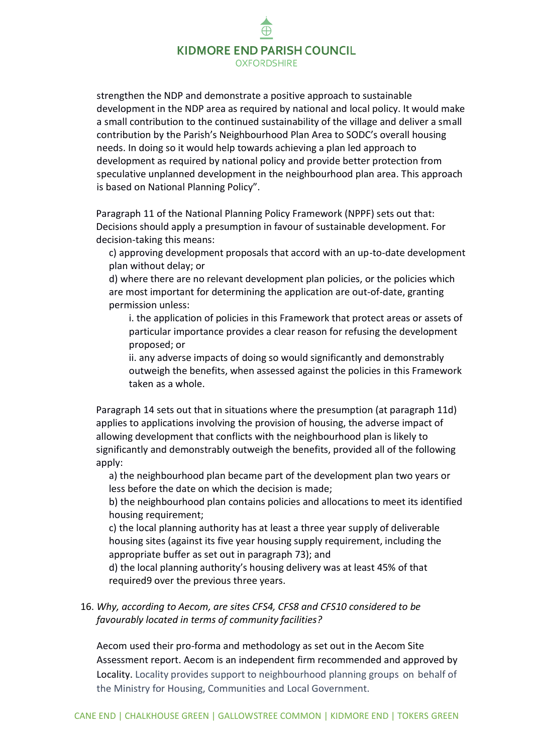strengthen the NDP and demonstrate a positive approach to sustainable development in the NDP area as required by national and local policy. It would make a small contribution to the continued sustainability of the village and deliver a small contribution by the Parish's Neighbourhood Plan Area to SODC's overall housing needs. In doing so it would help towards achieving a plan led approach to development as required by national policy and provide better protection from speculative unplanned development in the neighbourhood plan area. This approach is based on National Planning Policy".

Paragraph 11 of the National Planning Policy Framework (NPPF) sets out that: Decisions should apply a presumption in favour of sustainable development. For decision-taking this means:

> c) approving development proposals that accord with an up-to-date development plan without delay; or
>
> d) where there are no relevant development plan policies, or the policies which are most important for determining the application are out-of-date, granting permission unless:
>
> > i. the application of policies in this Framework that protect areas or assets of particular importance provides a clear reason for refusing the development proposed; or
> >
> > ii. any adverse impacts of doing so would significantly and demonstrably outweigh the benefits, when assessed against the policies in this Framework taken as a whole.

Paragraph 14 sets out that in situations where the presumption (at paragraph 11d) applies to applications involving the provision of housing, the adverse impact of allowing development that conflicts with the neighbourhood plan is likely to significantly and demonstrably outweigh the benefits, provided all of the following apply:

> a) the neighbourhood plan became part of the development plan two years or less before the date on which the decision is made;
>
> b) the neighbourhood plan contains policies and allocations to meet its identified housing requirement;
>
> c) the local planning authority has at least a three year supply of deliverable housing sites (against its five year housing supply requirement, including the appropriate buffer as set out in paragraph 73); and
>
> d) the local planning authority's housing delivery was at least 45% of that required9 over the previous three years.

16. *Why, according to Aecom, are sites CFS4, CFS8 and CFS10 considered to be favourably located in terms of community facilities?*

    Aecom used their pro-forma and methodology as set out in the Aecom Site Assessment report. Aecom is an independent firm recommended and approved by Locality. Locality provides support to neighbourhood planning groups on behalf of the Ministry for Housing, Communities and Local Government.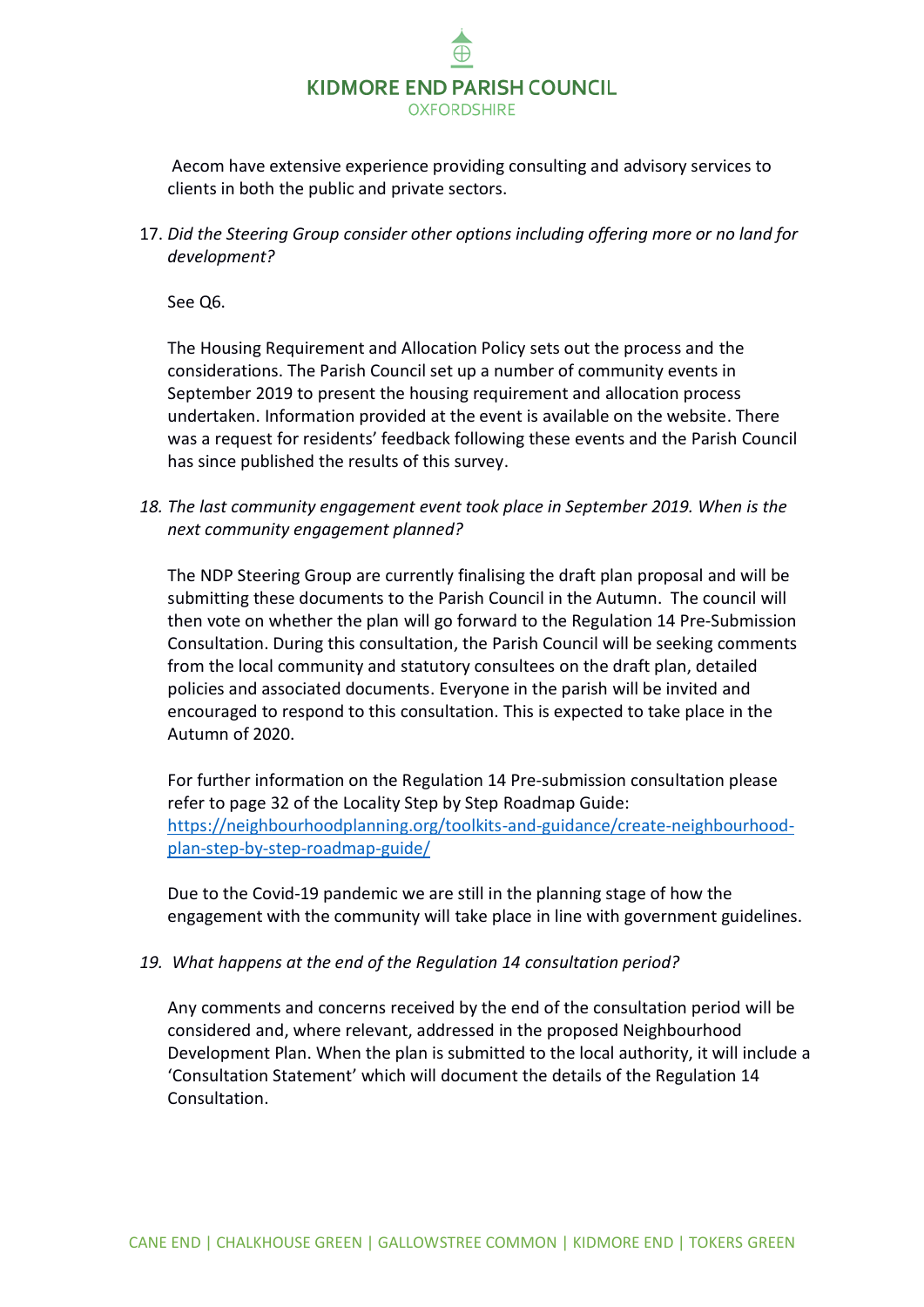Aecom have extensive experience providing consulting and advisory services to clients in both the public and private sectors.

17. *Did the Steering Group consider other options including offering more or no land for development?*

    See Q6.

    The Housing Requirement and Allocation Policy sets out the process and the considerations. The Parish Council set up a number of community events in September 2019 to present the housing requirement and allocation process undertaken. Information provided at the event is available on the website. There was a request for residents' feedback following these events and the Parish Council has since published the results of this survey.

18. *The last community engagement event took place in September 2019. When is the next community engagement planned?*

    The NDP Steering Group are currently finalising the draft plan proposal and will be submitting these documents to the Parish Council in the Autumn. The council will then vote on whether the plan will go forward to the Regulation 14 Pre-Submission Consultation. During this consultation, the Parish Council will be seeking comments from the local community and statutory consultees on the draft plan, detailed policies and associated documents. Everyone in the parish will be invited and encouraged to respond to this consultation. This is expected to take place in the Autumn of 2020.

    For further information on the Regulation 14 Pre-submission consultation please refer to page 32 of the Locality Step by Step Roadmap Guide: [https://neighbourhoodplanning.org/toolkits-and-guidance/create-neighbourhood-plan-step-by-step-roadmap-guide/](https://neighbourhoodplanning.org/toolkits-and-guidance/create-neighbourhood-plan-step-by-step-roadmap-guide/)

    Due to the Covid-19 pandemic we are still in the planning stage of how the engagement with the community will take place in line with government guidelines.

19. *What happens at the end of the Regulation 14 consultation period?*

    Any comments and concerns received by the end of the consultation period will be considered and, where relevant, addressed in the proposed Neighbourhood Development Plan. When the plan is submitted to the local authority, it will include a 'Consultation Statement' which will document the details of the Regulation 14 Consultation.